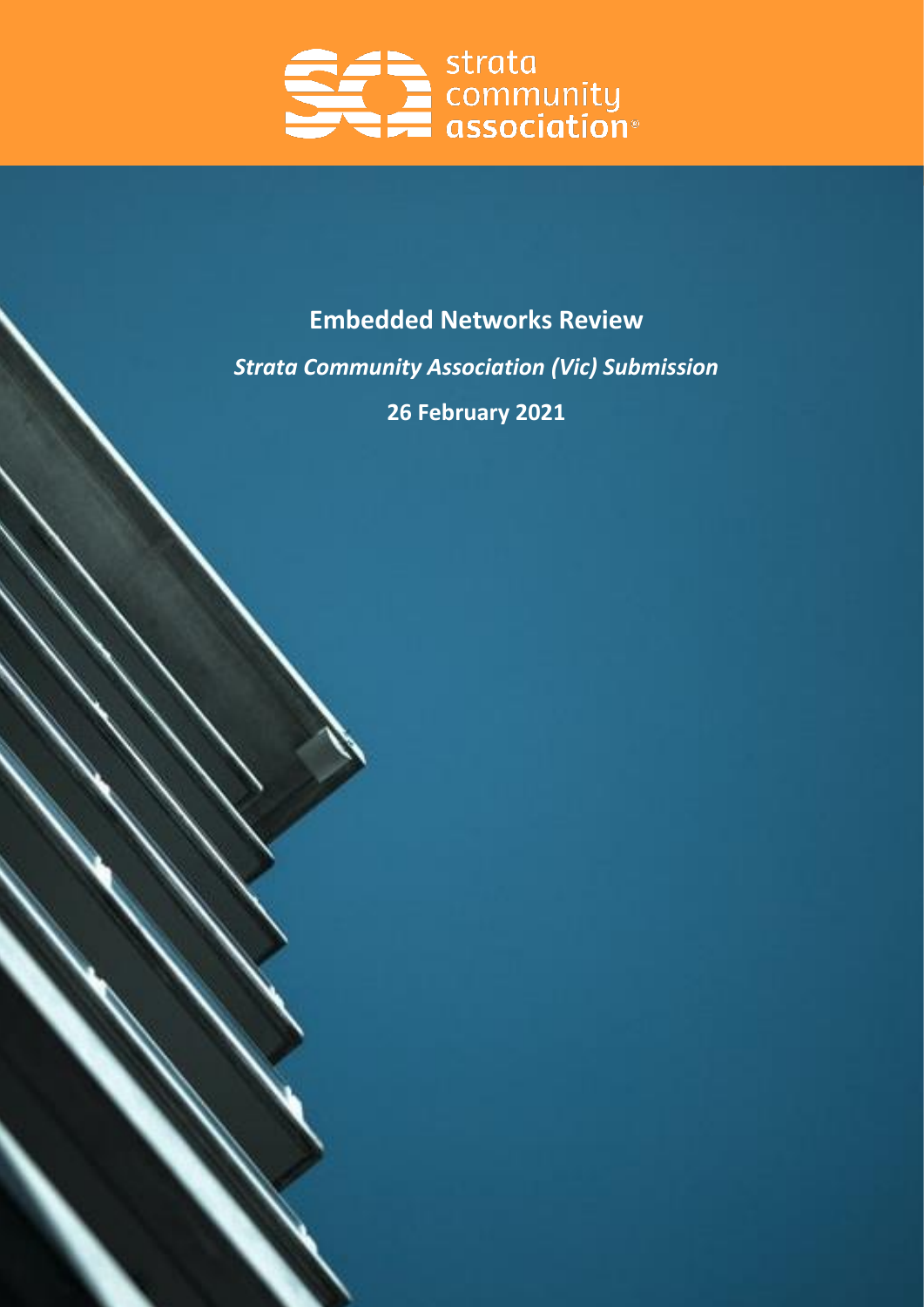# Embedded Networks Review

***Strata Community Association (Vic) Submission***

**26 February 2021**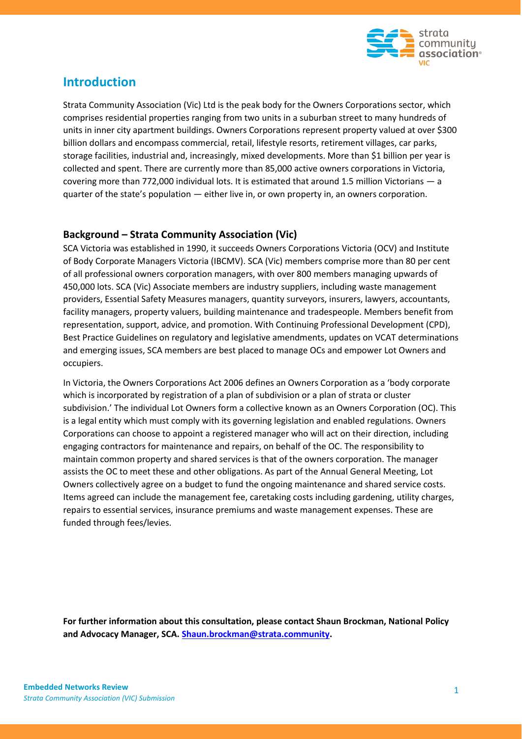## Introduction

Strata Community Association (Vic) Ltd is the peak body for the Owners Corporations sector, which comprises residential properties ranging from two units in a suburban street to many hundreds of units in inner city apartment buildings. Owners Corporations represent property valued at over $300 billion dollars and encompass commercial, retail, lifestyle resorts, retirement villages, car parks, storage facilities, industrial and, increasingly, mixed developments. More than $1 billion per year is collected and spent. There are currently more than 85,000 active owners corporations in Victoria, covering more than 772,000 individual lots. It is estimated that around 1.5 million Victorians — a quarter of the state's population — either live in, or own property in, an owners corporation.

### Background – Strata Community Association (Vic)

SCA Victoria was established in 1990, it succeeds Owners Corporations Victoria (OCV) and Institute of Body Corporate Managers Victoria (IBCMV). SCA (Vic) members comprise more than 80 per cent of all professional owners corporation managers, with over 800 members managing upwards of 450,000 lots. SCA (Vic) Associate members are industry suppliers, including waste management providers, Essential Safety Measures managers, quantity surveyors, insurers, lawyers, accountants, facility managers, property valuers, building maintenance and tradespeople. Members benefit from representation, support, advice, and promotion. With Continuing Professional Development (CPD), Best Practice Guidelines on regulatory and legislative amendments, updates on VCAT determinations and emerging issues, SCA members are best placed to manage OCs and empower Lot Owners and occupiers.

In Victoria, the Owners Corporations Act 2006 defines an Owners Corporation as a 'body corporate which is incorporated by registration of a plan of subdivision or a plan of strata or cluster subdivision.' The individual Lot Owners form a collective known as an Owners Corporation (OC). This is a legal entity which must comply with its governing legislation and enabled regulations. Owners Corporations can choose to appoint a registered manager who will act on their direction, including engaging contractors for maintenance and repairs, on behalf of the OC. The responsibility to maintain common property and shared services is that of the owners corporation. The manager assists the OC to meet these and other obligations. As part of the Annual General Meeting, Lot Owners collectively agree on a budget to fund the ongoing maintenance and shared service costs. Items agreed can include the management fee, caretaking costs including gardening, utility charges, repairs to essential services, insurance premiums and waste management expenses. These are funded through fees/levies.

**For further information about this consultation, please contact Shaun Brockman, National Policy and Advocacy Manager, SCA. [Shaun.brockman@strata.community](mailto:Shaun.brockman@strata.community).**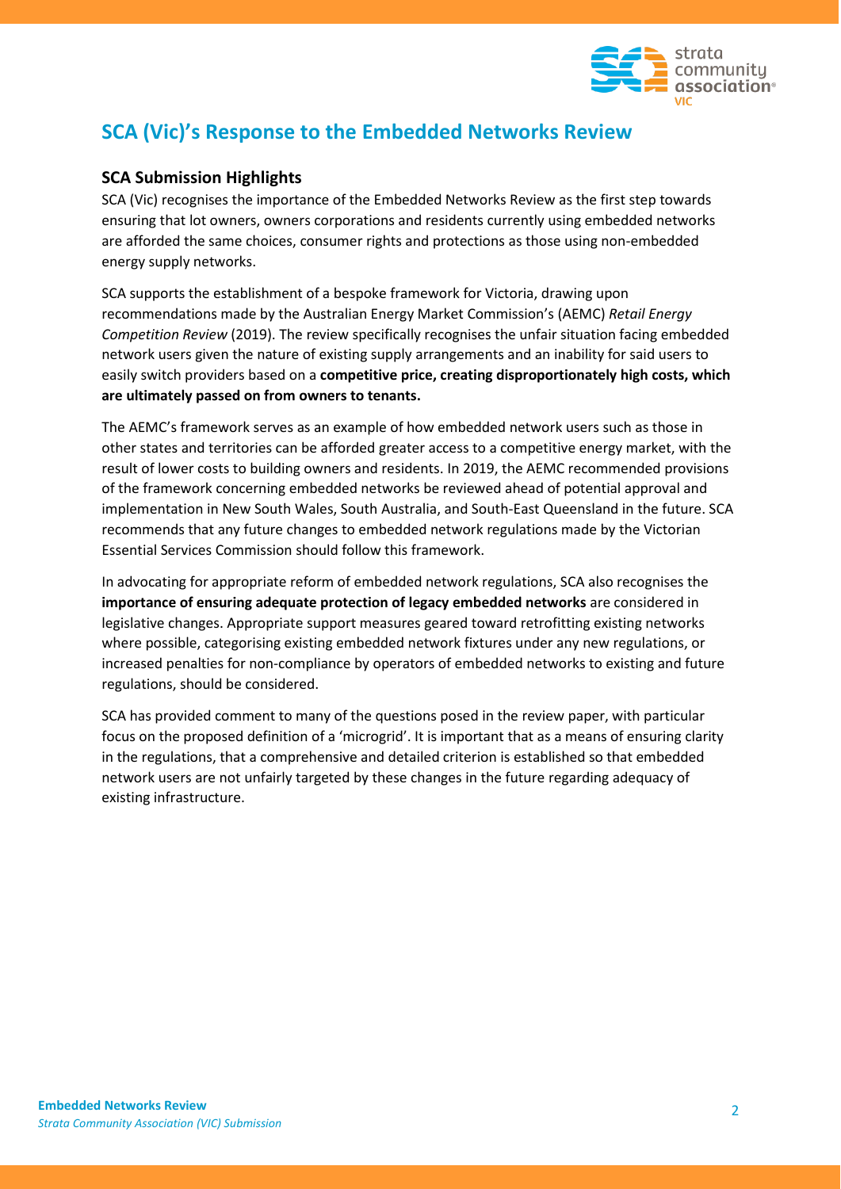# SCA (Vic)'s Response to the Embedded Networks Review

## SCA Submission Highlights

SCA (Vic) recognises the importance of the Embedded Networks Review as the first step towards ensuring that lot owners, owners corporations and residents currently using embedded networks are afforded the same choices, consumer rights and protections as those using non-embedded energy supply networks.

SCA supports the establishment of a bespoke framework for Victoria, drawing upon recommendations made by the Australian Energy Market Commission's (AEMC) *Retail Energy Competition Review* (2019). The review specifically recognises the unfair situation facing embedded network users given the nature of existing supply arrangements and an inability for said users to easily switch providers based on a **competitive price, creating disproportionately high costs, which are ultimately passed on from owners to tenants.**

The AEMC's framework serves as an example of how embedded network users such as those in other states and territories can be afforded greater access to a competitive energy market, with the result of lower costs to building owners and residents. In 2019, the AEMC recommended provisions of the framework concerning embedded networks be reviewed ahead of potential approval and implementation in New South Wales, South Australia, and South-East Queensland in the future. SCA recommends that any future changes to embedded network regulations made by the Victorian Essential Services Commission should follow this framework.

In advocating for appropriate reform of embedded network regulations, SCA also recognises the **importance of ensuring adequate protection of legacy embedded networks** are considered in legislative changes. Appropriate support measures geared toward retrofitting existing networks where possible, categorising existing embedded network fixtures under any new regulations, or increased penalties for non-compliance by operators of embedded networks to existing and future regulations, should be considered.

SCA has provided comment to many of the questions posed in the review paper, with particular focus on the proposed definition of a 'microgrid'. It is important that as a means of ensuring clarity in the regulations, that a comprehensive and detailed criterion is established so that embedded network users are not unfairly targeted by these changes in the future regarding adequacy of existing infrastructure.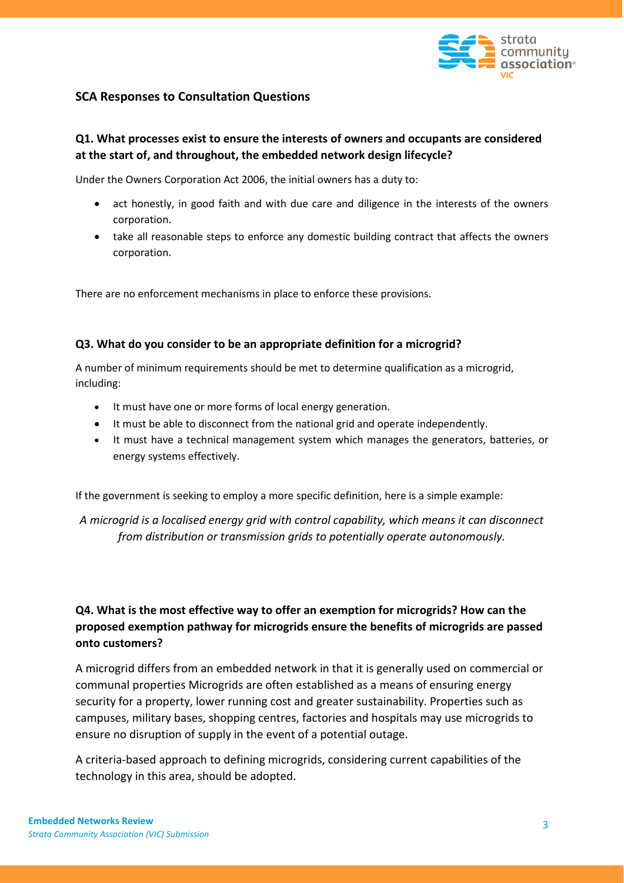## SCA Responses to Consultation Questions

### Q1. What processes exist to ensure the interests of owners and occupants are considered at the start of, and throughout, the embedded network design lifecycle?

Under the Owners Corporation Act 2006, the initial owners has a duty to:

- act honestly, in good faith and with due care and diligence in the interests of the owners corporation.
- take all reasonable steps to enforce any domestic building contract that affects the owners corporation.

There are no enforcement mechanisms in place to enforce these provisions.

### Q3. What do you consider to be an appropriate definition for a microgrid?

A number of minimum requirements should be met to determine qualification as a microgrid, including:

- It must have one or more forms of local energy generation.
- It must be able to disconnect from the national grid and operate independently.
- It must have a technical management system which manages the generators, batteries, or energy systems effectively.

If the government is seeking to employ a more specific definition, here is a simple example:

*A microgrid is a localised energy grid with control capability, which means it can disconnect from distribution or transmission grids to potentially operate autonomously.*

### Q4. What is the most effective way to offer an exemption for microgrids? How can the proposed exemption pathway for microgrids ensure the benefits of microgrids are passed onto customers?

A microgrid differs from an embedded network in that it is generally used on commercial or communal properties Microgrids are often established as a means of ensuring energy security for a property, lower running cost and greater sustainability. Properties such as campuses, military bases, shopping centres, factories and hospitals may use microgrids to ensure no disruption of supply in the event of a potential outage.

A criteria-based approach to defining microgrids, considering current capabilities of the technology in this area, should be adopted.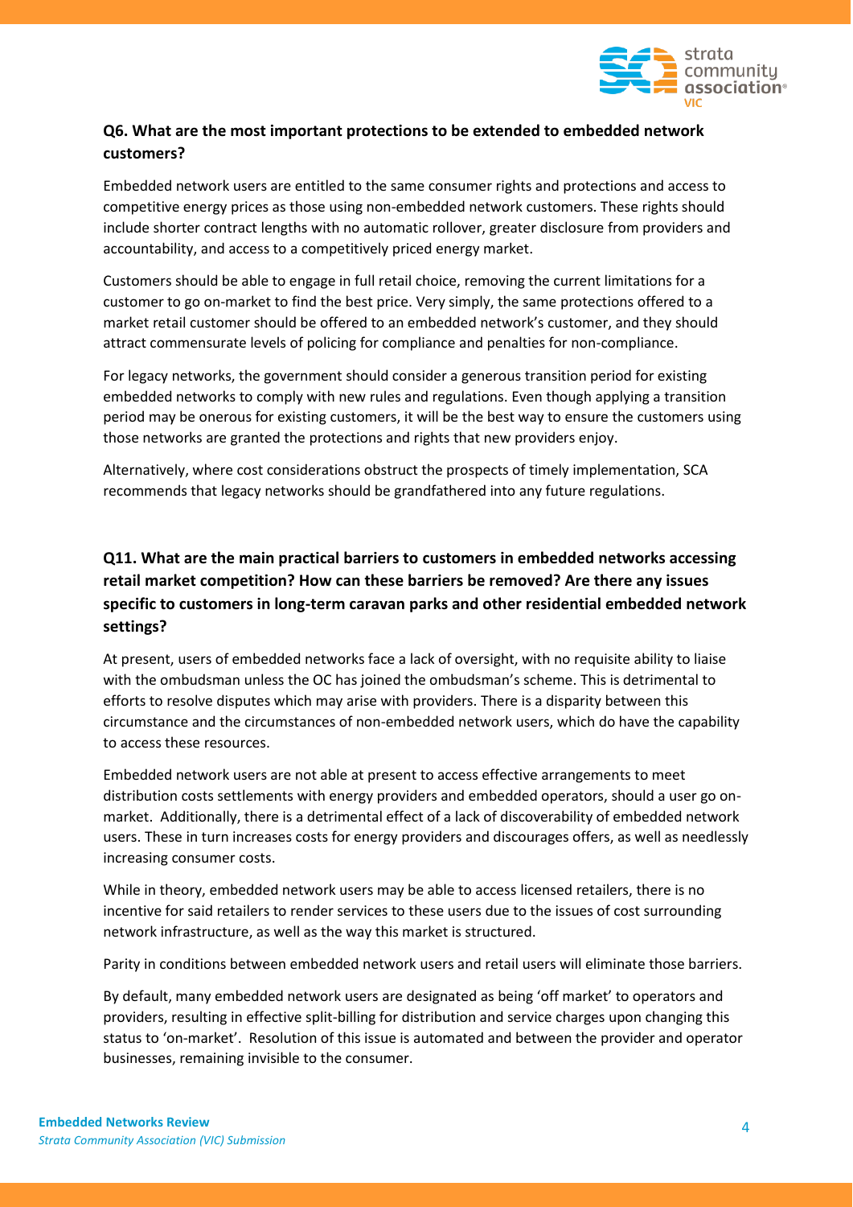### Q6. What are the most important protections to be extended to embedded network customers?

Embedded network users are entitled to the same consumer rights and protections and access to competitive energy prices as those using non-embedded network customers. These rights should include shorter contract lengths with no automatic rollover, greater disclosure from providers and accountability, and access to a competitively priced energy market.

Customers should be able to engage in full retail choice, removing the current limitations for a customer to go on-market to find the best price. Very simply, the same protections offered to a market retail customer should be offered to an embedded network's customer, and they should attract commensurate levels of policing for compliance and penalties for non-compliance.

For legacy networks, the government should consider a generous transition period for existing embedded networks to comply with new rules and regulations. Even though applying a transition period may be onerous for existing customers, it will be the best way to ensure the customers using those networks are granted the protections and rights that new providers enjoy.

Alternatively, where cost considerations obstruct the prospects of timely implementation, SCA recommends that legacy networks should be grandfathered into any future regulations.

### Q11. What are the main practical barriers to customers in embedded networks accessing retail market competition? How can these barriers be removed? Are there any issues specific to customers in long-term caravan parks and other residential embedded network settings?

At present, users of embedded networks face a lack of oversight, with no requisite ability to liaise with the ombudsman unless the OC has joined the ombudsman's scheme. This is detrimental to efforts to resolve disputes which may arise with providers. There is a disparity between this circumstance and the circumstances of non-embedded network users, which do have the capability to access these resources.

Embedded network users are not able at present to access effective arrangements to meet distribution costs settlements with energy providers and embedded operators, should a user go on-market. Additionally, there is a detrimental effect of a lack of discoverability of embedded network users. These in turn increases costs for energy providers and discourages offers, as well as needlessly increasing consumer costs.

While in theory, embedded network users may be able to access licensed retailers, there is no incentive for said retailers to render services to these users due to the issues of cost surrounding network infrastructure, as well as the way this market is structured.

Parity in conditions between embedded network users and retail users will eliminate those barriers.

By default, many embedded network users are designated as being 'off market' to operators and providers, resulting in effective split-billing for distribution and service charges upon changing this status to 'on-market'. Resolution of this issue is automated and between the provider and operator businesses, remaining invisible to the consumer.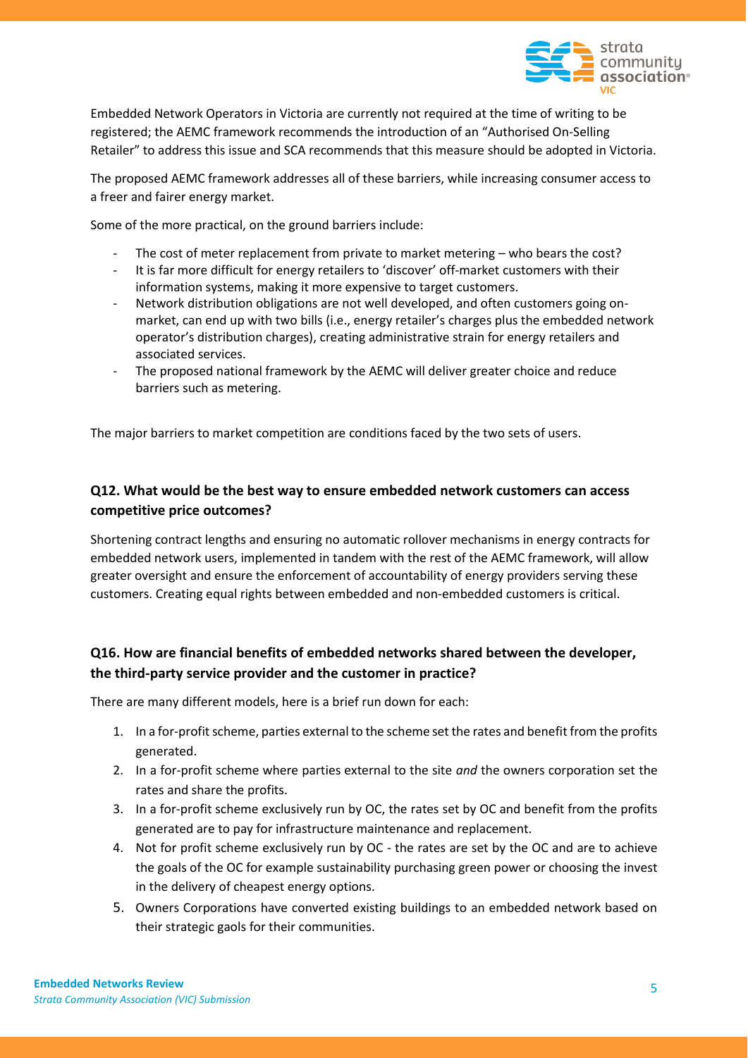Embedded Network Operators in Victoria are currently not required at the time of writing to be registered; the AEMC framework recommends the introduction of an "Authorised On-Selling Retailer" to address this issue and SCA recommends that this measure should be adopted in Victoria.

The proposed AEMC framework addresses all of these barriers, while increasing consumer access to a freer and fairer energy market.

Some of the more practical, on the ground barriers include:

- The cost of meter replacement from private to market metering – who bears the cost?
- It is far more difficult for energy retailers to 'discover' off-market customers with their information systems, making it more expensive to target customers.
- Network distribution obligations are not well developed, and often customers going on-market, can end up with two bills (i.e., energy retailer's charges plus the embedded network operator's distribution charges), creating administrative strain for energy retailers and associated services.
- The proposed national framework by the AEMC will deliver greater choice and reduce barriers such as metering.

The major barriers to market competition are conditions faced by the two sets of users.

### Q12. What would be the best way to ensure embedded network customers can access competitive price outcomes?

Shortening contract lengths and ensuring no automatic rollover mechanisms in energy contracts for embedded network users, implemented in tandem with the rest of the AEMC framework, will allow greater oversight and ensure the enforcement of accountability of energy providers serving these customers. Creating equal rights between embedded and non-embedded customers is critical.

### Q16. How are financial benefits of embedded networks shared between the developer, the third-party service provider and the customer in practice?

There are many different models, here is a brief run down for each:

1. In a for-profit scheme, parties external to the scheme set the rates and benefit from the profits generated.
2. In a for-profit scheme where parties external to the site *and* the owners corporation set the rates and share the profits.
3. In a for-profit scheme exclusively run by OC, the rates set by OC and benefit from the profits generated are to pay for infrastructure maintenance and replacement.
4. Not for profit scheme exclusively run by OC - the rates are set by the OC and are to achieve the goals of the OC for example sustainability purchasing green power or choosing the invest in the delivery of cheapest energy options.
5. Owners Corporations have converted existing buildings to an embedded network based on their strategic gaols for their communities.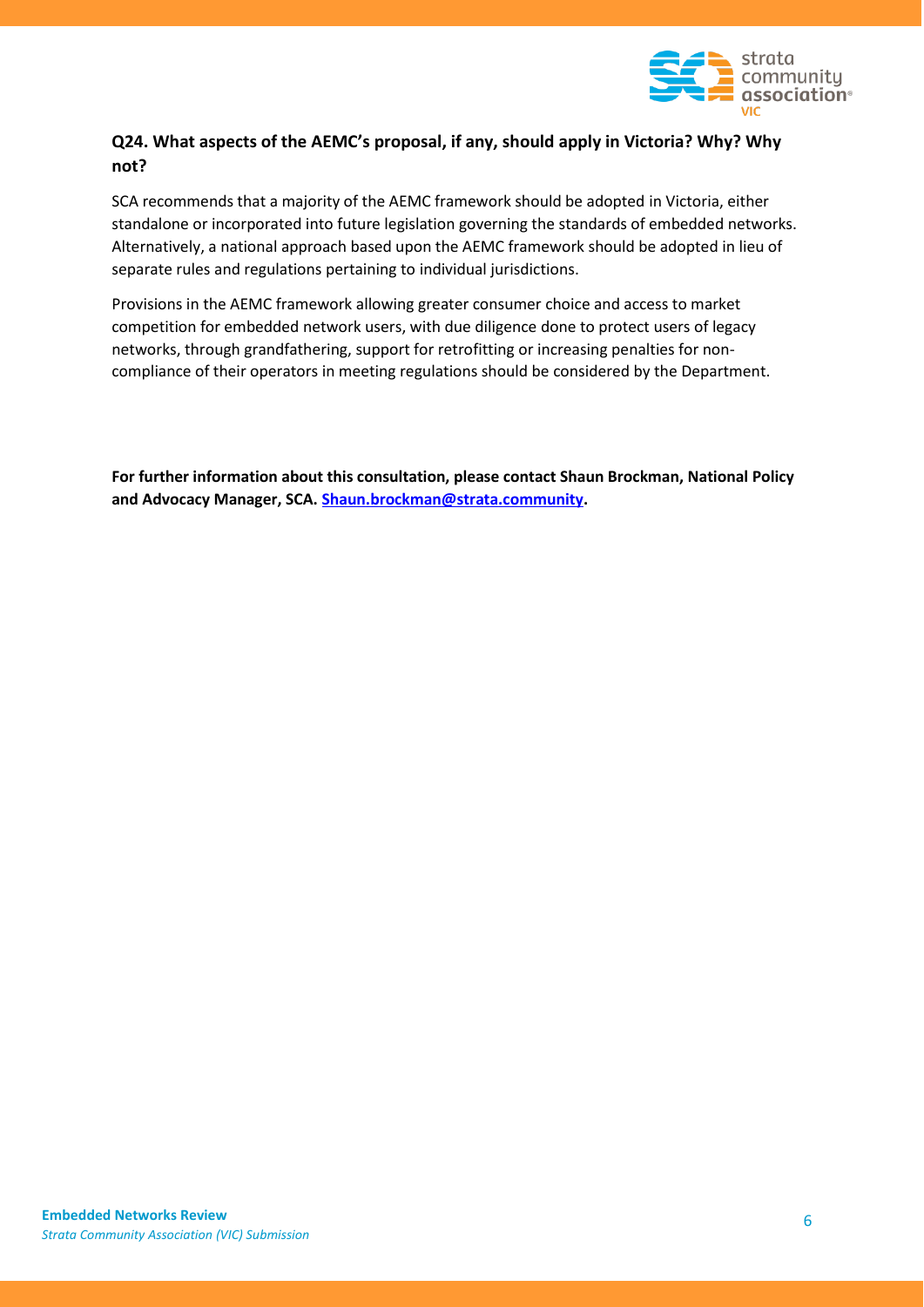### Q24. What aspects of the AEMC's proposal, if any, should apply in Victoria? Why? Why not?

SCA recommends that a majority of the AEMC framework should be adopted in Victoria, either standalone or incorporated into future legislation governing the standards of embedded networks. Alternatively, a national approach based upon the AEMC framework should be adopted in lieu of separate rules and regulations pertaining to individual jurisdictions.

Provisions in the AEMC framework allowing greater consumer choice and access to market competition for embedded network users, with due diligence done to protect users of legacy networks, through grandfathering, support for retrofitting or increasing penalties for non-compliance of their operators in meeting regulations should be considered by the Department.

**For further information about this consultation, please contact Shaun Brockman, National Policy and Advocacy Manager, SCA. [Shaun.brockman@strata.community](mailto:Shaun.brockman@strata.community).**